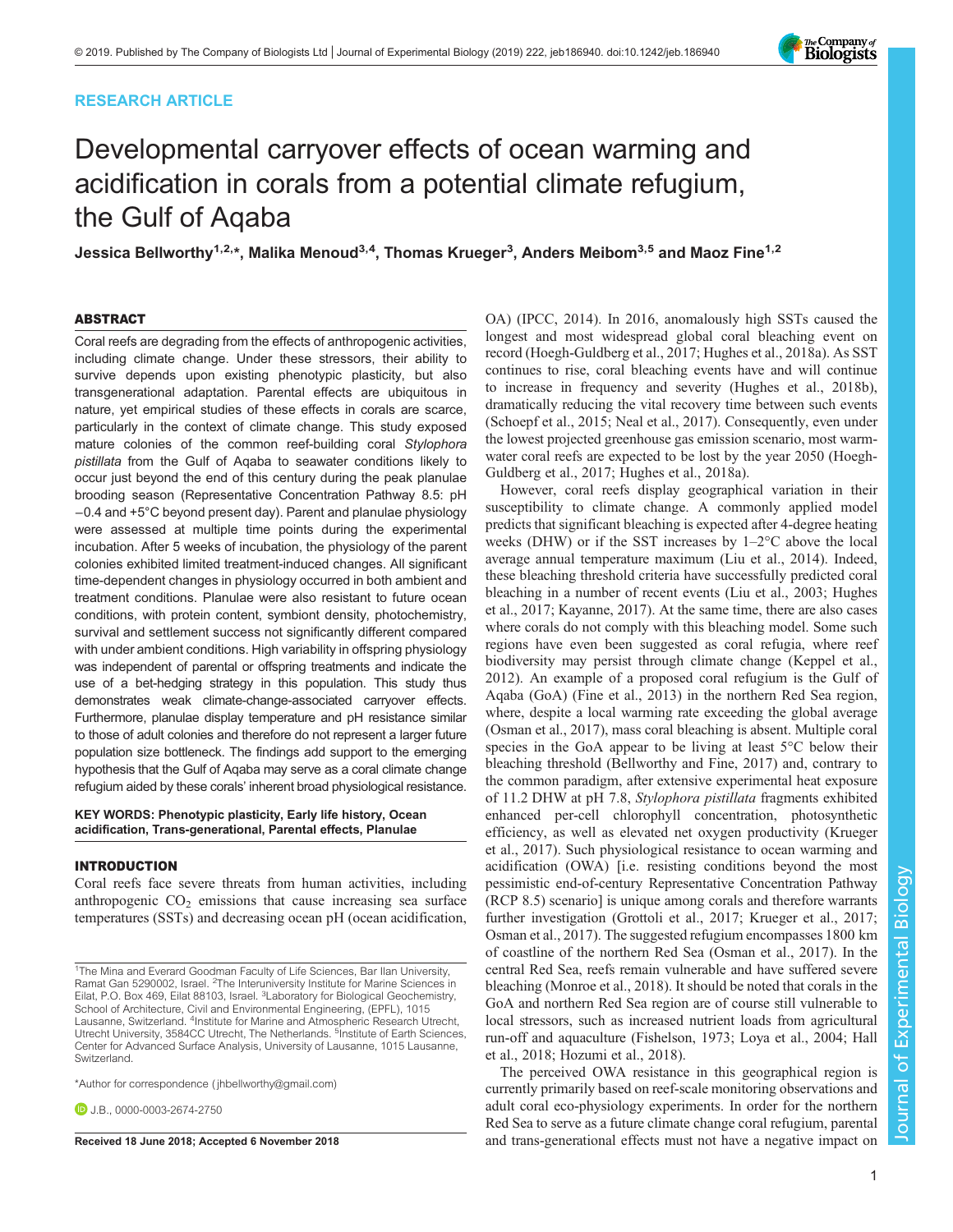RESEARCH ARTICLE

# Developmental carryover effects of ocean warming and acidification in corals from a potential climate refugium, the Gulf of Aqaba

**Jessica Bellworthy[1,2,*], Malika Menoud[3,4], Thomas Krueger[3], Anders Meibom[3,5] and Maoz Fine[1,2]**

## ABSTRACT

Coral reefs are degrading from the effects of anthropogenic activities, including climate change. Under these stressors, their ability to survive depends upon existing phenotypic plasticity, but also transgenerational adaptation. Parental effects are ubiquitous in nature, yet empirical studies of these effects in corals are scarce, particularly in the context of climate change. This study exposed mature colonies of the common reef-building coral *Stylophora pistillata* from the Gulf of Aqaba to seawater conditions likely to occur just beyond the end of this century during the peak planulae brooding season (Representative Concentration Pathway 8.5: pH −0.4 and +5°C beyond present day). Parent and planulae physiology were assessed at multiple time points during the experimental incubation. After 5 weeks of incubation, the physiology of the parent colonies exhibited limited treatment-induced changes. All significant time-dependent changes in physiology occurred in both ambient and treatment conditions. Planulae were also resistant to future ocean conditions, with protein content, symbiont density, photochemistry, survival and settlement success not significantly different compared with under ambient conditions. High variability in offspring physiology was independent of parental or offspring treatments and indicate the use of a bet-hedging strategy in this population. This study thus demonstrates weak climate-change-associated carryover effects. Furthermore, planulae display temperature and pH resistance similar to those of adult colonies and therefore do not represent a larger future population size bottleneck. The findings add support to the emerging hypothesis that the Gulf of Aqaba may serve as a coral climate change refugium aided by these corals' inherent broad physiological resistance.

**KEY WORDS: Phenotypic plasticity, Early life history, Ocean acidification, Trans-generational, Parental effects, Planulae**

## INTRODUCTION

Coral reefs face severe threats from human activities, including anthropogenic $CO_2$ emissions that cause increasing sea surface temperatures (SSTs) and decreasing ocean pH (ocean acidification, OA) (IPCC, 2014). In 2016, anomalously high SSTs caused the longest and most widespread global coral bleaching event on record (Hoegh-Guldberg et al., 2017; Hughes et al., 2018a). As SST continues to rise, coral bleaching events have and will continue to increase in frequency and severity (Hughes et al., 2018b), dramatically reducing the vital recovery time between such events (Schoepf et al., 2015; Neal et al., 2017). Consequently, even under the lowest projected greenhouse gas emission scenario, most warm-water coral reefs are expected to be lost by the year 2050 (Hoegh-Guldberg et al., 2017; Hughes et al., 2018a).

However, coral reefs display geographical variation in their susceptibility to climate change. A commonly applied model predicts that significant bleaching is expected after 4-degree heating weeks (DHW) or if the SST increases by 1–2°C above the local average annual temperature maximum (Liu et al., 2014). Indeed, these bleaching threshold criteria have successfully predicted coral bleaching in a number of recent events (Liu et al., 2003; Hughes et al., 2017; Kayanne, 2017). At the same time, there are also cases where corals do not comply with this bleaching model. Some such regions have even been suggested as coral refugia, where reef biodiversity may persist through climate change (Keppel et al., 2012). An example of a proposed coral refugium is the Gulf of Aqaba (GoA) (Fine et al., 2013) in the northern Red Sea region, where, despite a local warming rate exceeding the global average (Osman et al., 2017), mass coral bleaching is absent. Multiple coral species in the GoA appear to be living at least 5°C below their bleaching threshold (Bellworthy and Fine, 2017) and, contrary to the common paradigm, after extensive experimental heat exposure of 11.2 DHW at pH 7.8, *Stylophora pistillata* fragments exhibited enhanced per-cell chlorophyll concentration, photosynthetic efficiency, as well as elevated net oxygen productivity (Krueger et al., 2017). Such physiological resistance to ocean warming and acidification (OWA) [i.e. resisting conditions beyond the most pessimistic end-of-century Representative Concentration Pathway (RCP 8.5) scenario] is unique among corals and therefore warrants further investigation (Grottoli et al., 2017; Krueger et al., 2017; Osman et al., 2017). The suggested refugium encompasses 1800 km of coastline of the northern Red Sea (Osman et al., 2017). In the central Red Sea, reefs remain vulnerable and have suffered severe bleaching (Monroe et al., 2018). It should be noted that corals in the GoA and northern Red Sea region are of course still vulnerable to local stressors, such as increased nutrient loads from agricultural run-off and aquaculture (Fishelson, 1973; Loya et al., 2004; Hall et al., 2018; Hozumi et al., 2018).

The perceived OWA resistance in this geographical region is currently primarily based on reef-scale monitoring observations and adult coral eco-physiology experiments. In order for the northern Red Sea to serve as a future climate change coral refugium, parental and trans-generational effects must not have a negative impact on

---

[1]The Mina and Everard Goodman Faculty of Life Sciences, Bar Ilan University, Ramat Gan 5290002, Israel. [2]The Interuniversity Institute for Marine Sciences in Eilat, P.O. Box 469, Eilat 88103, Israel. [3]Laboratory for Biological Geochemistry, School of Architecture, Civil and Environmental Engineering, (EPFL), 1015 Lausanne, Switzerland. [4]Institute for Marine and Atmospheric Research Utrecht, Utrecht University, 3584CC Utrecht, The Netherlands. [5]Institute of Earth Sciences, Center for Advanced Surface Analysis, University of Lausanne, 1015 Lausanne, Switzerland.

*Author for correspondence (jhbellworthy@gmail.com)

J.B., 0000-0003-2674-2750

**Received 18 June 2018; Accepted 6 November 2018**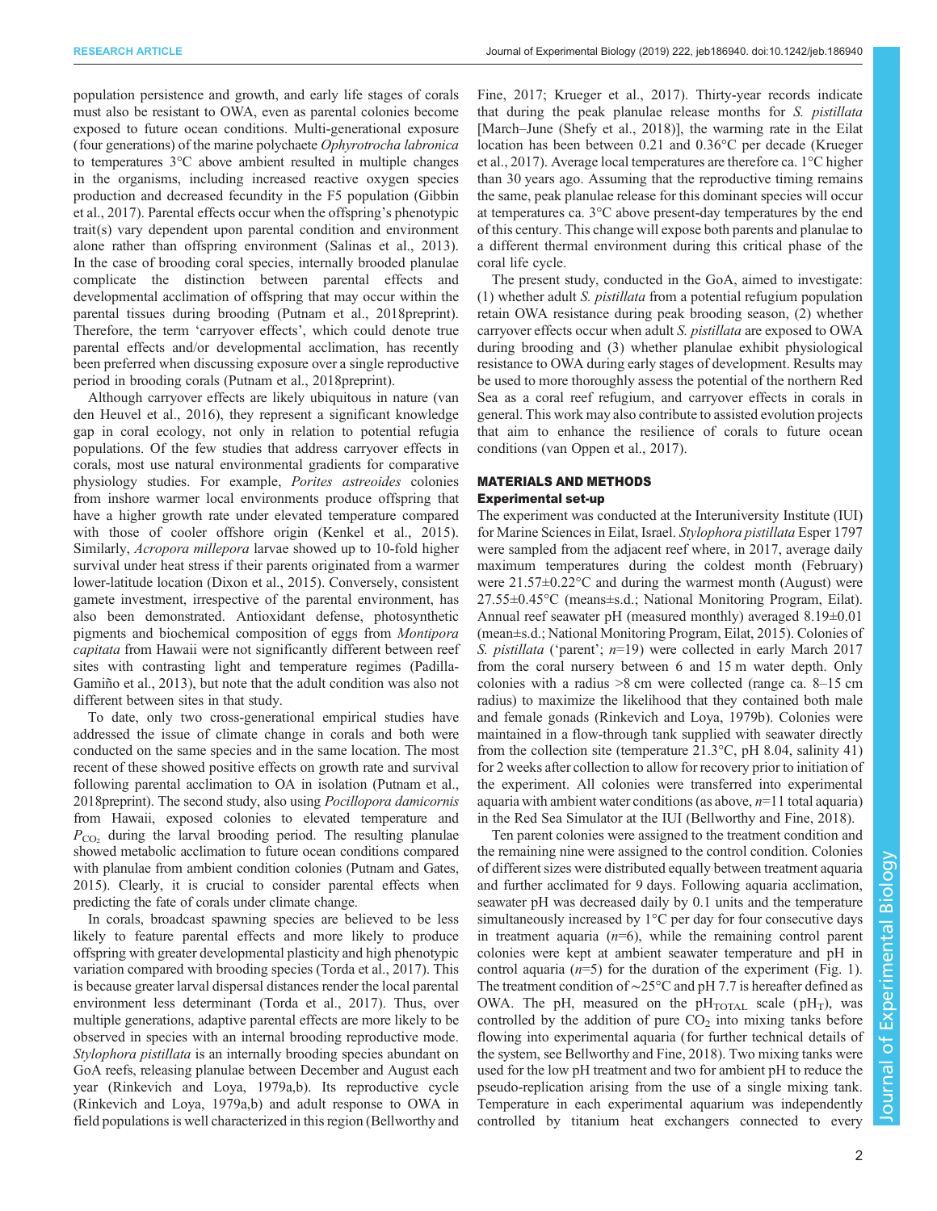population persistence and growth, and early life stages of corals must also be resistant to OWA, even as parental colonies become exposed to future ocean conditions. Multi-generational exposure (four generations) of the marine polychaete *Ophyrotrocha labronica* to temperatures 3°C above ambient resulted in multiple changes in the organisms, including increased reactive oxygen species production and decreased fecundity in the F5 population (Gibbin et al., 2017). Parental effects occur when the offspring's phenotypic trait(s) vary dependent upon parental condition and environment alone rather than offspring environment (Salinas et al., 2013). In the case of brooding coral species, internally brooded planulae complicate the distinction between parental effects and developmental acclimation of offspring that may occur within the parental tissues during brooding (Putnam et al., 2018preprint). Therefore, the term 'carryover effects', which could denote true parental effects and/or developmental acclimation, has recently been preferred when discussing exposure over a single reproductive period in brooding corals (Putnam et al., 2018preprint).

Although carryover effects are likely ubiquitous in nature (van den Heuvel et al., 2016), they represent a significant knowledge gap in coral ecology, not only in relation to potential refugia populations. Of the few studies that address carryover effects in corals, most use natural environmental gradients for comparative physiology studies. For example, *Porites astreoides* colonies from inshore warmer local environments produce offspring that have a higher growth rate under elevated temperature compared with those of cooler offshore origin (Kenkel et al., 2015). Similarly, *Acropora millepora* larvae showed up to 10-fold higher survival under heat stress if their parents originated from a warmer lower-latitude location (Dixon et al., 2015). Conversely, consistent gamete investment, irrespective of the parental environment, has also been demonstrated. Antioxidant defense, photosynthetic pigments and biochemical composition of eggs from *Montipora capitata* from Hawaii were not significantly different between reef sites with contrasting light and temperature regimes (Padilla-Gamiño et al., 2013), but note that the adult condition was also not different between sites in that study.

To date, only two cross-generational empirical studies have addressed the issue of climate change in corals and both were conducted on the same species and in the same location. The most recent of these showed positive effects on growth rate and survival following parental acclimation to OA in isolation (Putnam et al., 2018preprint). The second study, also using *Pocillopora damicornis* from Hawaii, exposed colonies to elevated temperature and $P_{CO_2}$ during the larval brooding period. The resulting planulae showed metabolic acclimation to future ocean conditions compared with planulae from ambient condition colonies (Putnam and Gates, 2015). Clearly, it is crucial to consider parental effects when predicting the fate of corals under climate change.

In corals, broadcast spawning species are believed to be less likely to feature parental effects and more likely to produce offspring with greater developmental plasticity and high phenotypic variation compared with brooding species (Torda et al., 2017). This is because greater larval dispersal distances render the local parental environment less determinant (Torda et al., 2017). Thus, over multiple generations, adaptive parental effects are more likely to be observed in species with an internal brooding reproductive mode. *Stylophora pistillata* is an internally brooding species abundant on GoA reefs, releasing planulae between December and August each year (Rinkevich and Loya, 1979a,b). Its reproductive cycle (Rinkevich and Loya, 1979a,b) and adult response to OWA in field populations is well characterized in this region (Bellworthy and Fine, 2017; Krueger et al., 2017). Thirty-year records indicate that during the peak planulae release months for *S. pistillata* [March–June (Shefy et al., 2018)], the warming rate in the Eilat location has been between 0.21 and 0.36°C per decade (Krueger et al., 2017). Average local temperatures are therefore ca. 1°C higher than 30 years ago. Assuming that the reproductive timing remains the same, peak planulae release for this dominant species will occur at temperatures ca. 3°C above present-day temperatures by the end of this century. This change will expose both parents and planulae to a different thermal environment during this critical phase of the coral life cycle.

The present study, conducted in the GoA, aimed to investigate: (1) whether adult *S. pistillata* from a potential refugium population retain OWA resistance during peak brooding season, (2) whether carryover effects occur when adult *S. pistillata* are exposed to OWA during brooding and (3) whether planulae exhibit physiological resistance to OWA during early stages of development. Results may be used to more thoroughly assess the potential of the northern Red Sea as a coral reef refugium, and carryover effects in corals in general. This work may also contribute to assisted evolution projects that aim to enhance the resilience of corals to future ocean conditions (van Oppen et al., 2017).

## MATERIALS AND METHODS

### Experimental set-up

The experiment was conducted at the Interuniversity Institute (IUI) for Marine Sciences in Eilat, Israel. *Stylophora pistillata* Esper 1797 were sampled from the adjacent reef where, in 2017, average daily maximum temperatures during the coldest month (February) were 21.57±0.22°C and during the warmest month (August) were 27.55±0.45°C (means±s.d.; National Monitoring Program, Eilat). Annual reef seawater pH (measured monthly) averaged 8.19±0.01 (mean±s.d.; National Monitoring Program, Eilat, 2015). Colonies of *S. pistillata* ('parent'; *n*=19) were collected in early March 2017 from the coral nursery between 6 and 15 m water depth. Only colonies with a radius >8 cm were collected (range ca. 8–15 cm radius) to maximize the likelihood that they contained both male and female gonads (Rinkevich and Loya, 1979b). Colonies were maintained in a flow-through tank supplied with seawater directly from the collection site (temperature 21.3°C, pH 8.04, salinity 41) for 2 weeks after collection to allow for recovery prior to initiation of the experiment. All colonies were transferred into experimental aquaria with ambient water conditions (as above, *n*=11 total aquaria) in the Red Sea Simulator at the IUI (Bellworthy and Fine, 2018).

Ten parent colonies were assigned to the treatment condition and the remaining nine were assigned to the control condition. Colonies of different sizes were distributed equally between treatment aquaria and further acclimated for 9 days. Following aquaria acclimation, seawater pH was decreased daily by 0.1 units and the temperature simultaneously increased by 1°C per day for four consecutive days in treatment aquaria (*n*=6), while the remaining control parent colonies were kept at ambient seawater temperature and pH in control aquaria (*n*=5) for the duration of the experiment (Fig. 1). The treatment condition of ∼25°C and pH 7.7 is hereafter defined as OWA. The pH, measured on the $pH_{TOTAL}$ scale ($pH_T$), was controlled by the addition of pure $CO_2$ into mixing tanks before flowing into experimental aquaria (for further technical details of the system, see Bellworthy and Fine, 2018). Two mixing tanks were used for the low pH treatment and two for ambient pH to reduce the pseudo-replication arising from the use of a single mixing tank. Temperature in each experimental aquarium was independently controlled by titanium heat exchangers connected to every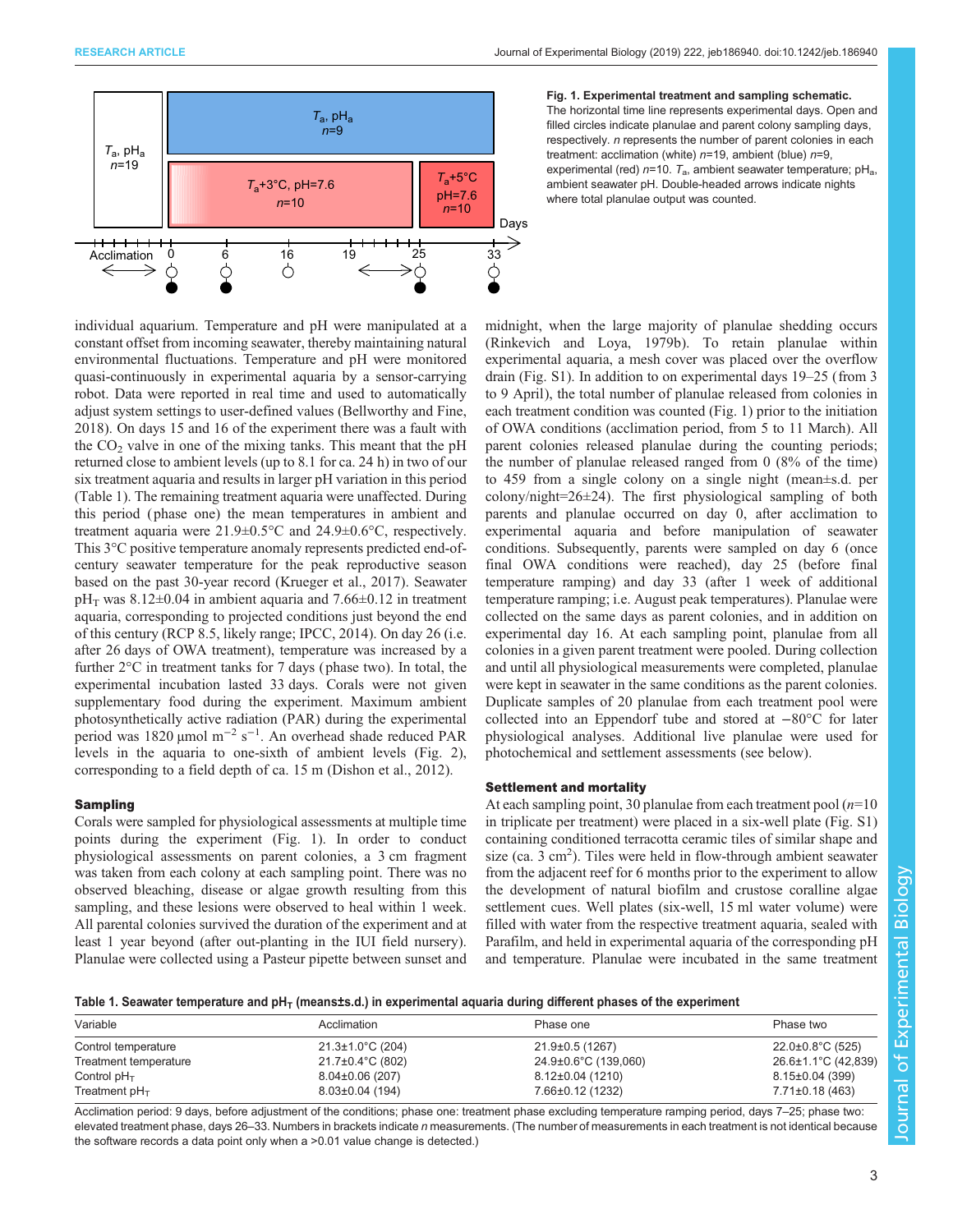**Fig. 1. Experimental treatment and sampling schematic.** The horizontal time line represents experimental days. Open and filled circles indicate planulae and parent colony sampling days, respectively. *n* represents the number of parent colonies in each treatment: acclimation (white) *n*=19, ambient (blue) *n*=9, experimental (red) *n*=10. $T_a$, ambient seawater temperature; $pH_a$, ambient seawater pH. Double-headed arrows indicate nights where total planulae output was counted.

individual aquarium. Temperature and pH were manipulated at a constant offset from incoming seawater, thereby maintaining natural environmental fluctuations. Temperature and pH were monitored quasi-continuously in experimental aquaria by a sensor-carrying robot. Data were reported in real time and used to automatically adjust system settings to user-defined values (Bellworthy and Fine, 2018). On days 15 and 16 of the experiment there was a fault with the $CO_2$ valve in one of the mixing tanks. This meant that the pH returned close to ambient levels (up to 8.1 for ca. 24 h) in two of our six treatment aquaria and results in larger pH variation in this period (Table 1). The remaining treatment aquaria were unaffected. During this period (phase one) the mean temperatures in ambient and treatment aquaria were 21.9±0.5°C and 24.9±0.6°C, respectively. This 3°C positive temperature anomaly represents predicted end-of-century seawater temperature for the peak reproductive season based on the past 30-year record (Krueger et al., 2017). Seawater $pH_T$ was 8.12±0.04 in ambient aquaria and 7.66±0.12 in treatment aquaria, corresponding to projected conditions just beyond the end of this century (RCP 8.5, likely range; IPCC, 2014). On day 26 (i.e. after 26 days of OWA treatment), temperature was increased by a further 2°C in treatment tanks for 7 days (phase two). In total, the experimental incubation lasted 33 days. Corals were not given supplementary food during the experiment. Maximum ambient photosynthetically active radiation (PAR) during the experimental period was 1820 µmol $m^{-2}$ $s^{-1}$. An overhead shade reduced PAR levels in the aquaria to one-sixth of ambient levels (Fig. 2), corresponding to a field depth of ca. 15 m (Dishon et al., 2012).

## Sampling

Corals were sampled for physiological assessments at multiple time points during the experiment (Fig. 1). In order to conduct physiological assessments on parent colonies, a 3 cm fragment was taken from each colony at each sampling point. There was no observed bleaching, disease or algae growth resulting from this sampling, and these lesions were observed to heal within 1 week. All parental colonies survived the duration of the experiment and at least 1 year beyond (after out-planting in the IUI field nursery). Planulae were collected using a Pasteur pipette between sunset and midnight, when the large majority of planulae shedding occurs (Rinkevich and Loya, 1979b). To retain planulae within experimental aquaria, a mesh cover was placed over the overflow drain (Fig. S1). In addition to on experimental days 19–25 (from 3 to 9 April), the total number of planulae released from colonies in each treatment condition was counted (Fig. 1) prior to the initiation of OWA conditions (acclimation period, from 5 to 11 March). All parent colonies released planulae during the counting periods; the number of planulae released ranged from 0 (8% of the time) to 459 from a single colony on a single night (mean±s.d. per colony/night=26±24). The first physiological sampling of both parents and planulae occurred on day 0, after acclimation to experimental aquaria and before manipulation of seawater conditions. Subsequently, parents were sampled on day 6 (once final OWA conditions were reached), day 25 (before final temperature ramping) and day 33 (after 1 week of additional temperature ramping; i.e. August peak temperatures). Planulae were collected on the same days as parent colonies, and in addition on experimental day 16. At each sampling point, planulae from all colonies in a given parent treatment were pooled. During collection and until all physiological measurements were completed, planulae were kept in seawater in the same conditions as the parent colonies. Duplicate samples of 20 planulae from each treatment pool were collected into an Eppendorf tube and stored at −80°C for later physiological analyses. Additional live planulae were used for photochemical and settlement assessments (see below).

## Settlement and mortality

At each sampling point, 30 planulae from each treatment pool (*n*=10 in triplicate per treatment) were placed in a six-well plate (Fig. S1) containing conditioned terracotta ceramic tiles of similar shape and size (ca. 3 $cm^2$). Tiles were held in flow-through ambient seawater from the adjacent reef for 6 months prior to the experiment to allow the development of natural biofilm and crustose coralline algae settlement cues. Well plates (six-well, 15 ml water volume) were filled with water from the respective treatment aquaria, sealed with Parafilm, and held in experimental aquaria of the corresponding pH and temperature. Planulae were incubated in the same treatment

**Table 1. Seawater temperature and $pH_T$ (means±s.d.) in experimental aquaria during different phases of the experiment**

| Variable | Acclimation | Phase one | Phase two |
|---|---|---|---|
| Control temperature | 21.3±1.0°C (204) | 21.9±0.5 (1267) | 22.0±0.8°C (525) |
| Treatment temperature | 21.7±0.4°C (802) | 24.9±0.6°C (139,060) | 26.6±1.1°C (42,839) |
| Control $pH_T$ | 8.04±0.06 (207) | 8.12±0.04 (1210) | 8.15±0.04 (399) |
| Treatment $pH_T$ | 8.03±0.04 (194) | 7.66±0.12 (1232) | 7.71±0.18 (463) |

Acclimation period: 9 days, before adjustment of the conditions; phase one: treatment phase excluding temperature ramping period, days 7–25; phase two: elevated treatment phase, days 26–33. Numbers in brackets indicate *n* measurements. (The number of measurements in each treatment is not identical because the software records a data point only when a >0.01 value change is detected.)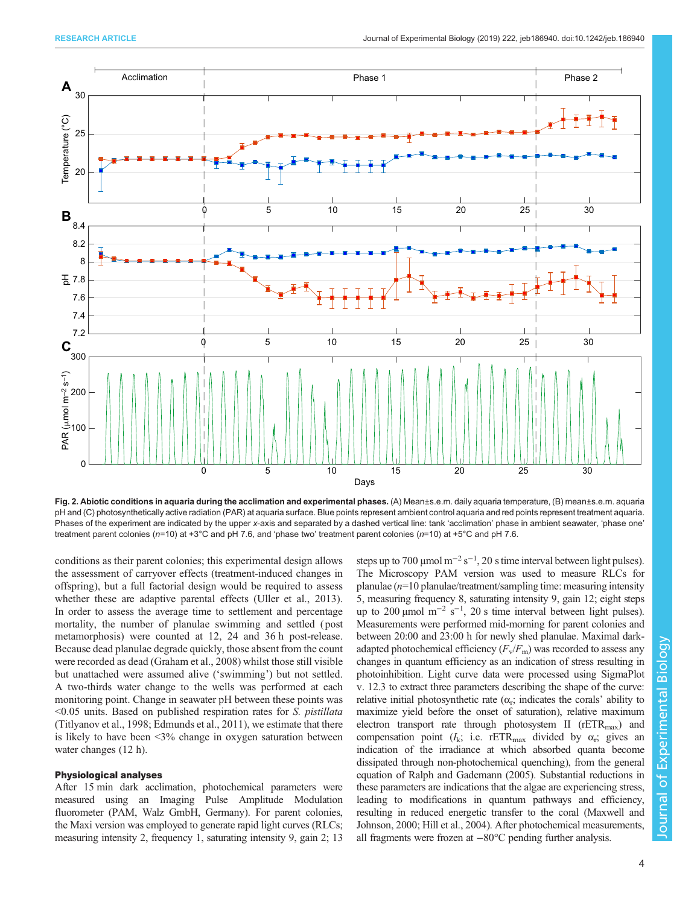**Fig. 2. Abiotic conditions in aquaria during the acclimation and experimental phases.** (A) Mean±s.e.m. daily aquaria temperature, (B) mean±s.e.m. aquaria pH and (C) photosynthetically active radiation (PAR) at aquaria surface. Blue points represent ambient control aquaria and red points represent treatment aquaria. Phases of the experiment are indicated by the upper x-axis and separated by a dashed vertical line: tank 'acclimation' phase in ambient seawater, 'phase one' treatment parent colonies (n=10) at +3°C and pH 7.6, and 'phase two' treatment parent colonies (n=10) at +5°C and pH 7.6.

conditions as their parent colonies; this experimental design allows the assessment of carryover effects (treatment-induced changes in offspring), but a full factorial design would be required to assess whether these are adaptive parental effects (Uller et al., 2013). In order to assess the average time to settlement and percentage mortality, the number of planulae swimming and settled (post metamorphosis) were counted at 12, 24 and 36 h post-release. Because dead planulae degrade quickly, those absent from the count were recorded as dead (Graham et al., 2008) whilst those still visible but unattached were assumed alive ('swimming') but not settled. A two-thirds water change to the wells was performed at each monitoring point. Change in seawater pH between these points was <0.05 units. Based on published respiration rates for *S. pistillata* (Titlyanov et al., 1998; Edmunds et al., 2011), we estimate that there is likely to have been <3% change in oxygen saturation between water changes (12 h).

## Physiological analyses

After 15 min dark acclimation, photochemical parameters were measured using an Imaging Pulse Amplitude Modulation fluorometer (PAM, Walz GmbH, Germany). For parent colonies, the Maxi version was employed to generate rapid light curves (RLCs; measuring intensity 2, frequency 1, saturating intensity 9, gain 2; 13 steps up to 700 μmol $m^{-2}$ $s^{-1}$, 20 s time interval between light pulses). The Microscopy PAM version was used to measure RLCs for planulae (n=10 planulae/treatment/sampling time: measuring intensity 5, measuring frequency 8, saturating intensity 9, gain 12; eight steps up to 200 μmol $m^{-2}$ $s^{-1}$, 20 s time interval between light pulses). Measurements were performed mid-morning for parent colonies and between 20:00 and 23:00 h for newly shed planulae. Maximal dark-adapted photochemical efficiency ($F_v/F_m$) was recorded to assess any changes in quantum efficiency as an indication of stress resulting in photoinhibition. Light curve data were processed using SigmaPlot v. 12.3 to extract three parameters describing the shape of the curve: relative initial photosynthetic rate ($\alpha_r$; indicates the corals' ability to maximize yield before the onset of saturation), relative maximum electron transport rate through photosystem II ($rETR_{max}$) and compensation point ($I_k$; i.e. $rETR_{max}$ divided by $\alpha_r$; gives an indication of the irradiance at which absorbed quanta become dissipated through non-photochemical quenching), from the general equation of Ralph and Gademann (2005). Substantial reductions in these parameters are indications that the algae are experiencing stress, leading to modifications in quantum pathways and efficiency, resulting in reduced energetic transfer to the coral (Maxwell and Johnson, 2000; Hill et al., 2004). After photochemical measurements, all fragments were frozen at −80°C pending further analysis.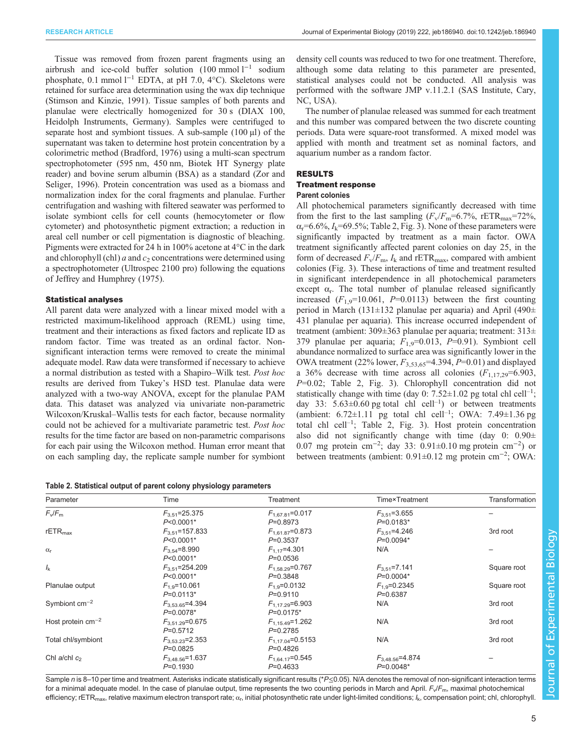Tissue was removed from frozen parent fragments using an airbrush and ice-cold buffer solution (100 mmol $l^{-1}$ sodium phosphate, 0.1 mmol $l^{-1}$ EDTA, at pH 7.0, 4°C). Skeletons were retained for surface area determination using the wax dip technique (Stimson and Kinzie, 1991). Tissue samples of both parents and planulae were electrically homogenized for 30 s (DIAX 100, Heidolph Instruments, Germany). Samples were centrifuged to separate host and symbiont tissues. A sub-sample (100 µl) of the supernatant was taken to determine host protein concentration by a colorimetric method (Bradford, 1976) using a multi-scan spectrum spectrophotometer (595 nm, 450 nm, Biotek HT Synergy plate reader) and bovine serum albumin (BSA) as a standard (Zor and Seliger, 1996). Protein concentration was used as a biomass and normalization index for the coral fragments and planulae. Further centrifugation and washing with filtered seawater was performed to isolate symbiont cells for cell counts (hemocytometer or flow cytometer) and photosynthetic pigment extraction; a reduction in areal cell number or cell pigmentation is diagnostic of bleaching. Pigments were extracted for 24 h in 100% acetone at 4°C in the dark and chlorophyll (chl) *a* and $c_2$ concentrations were determined using a spectrophotometer (Ultrospec 2100 pro) following the equations of Jeffrey and Humphrey (1975).

### Statistical analyses

All parent data were analyzed with a linear mixed model with a restricted maximum-likelihood approach (REML) using time, treatment and their interactions as fixed factors and replicate ID as random factor. Time was treated as an ordinal factor. Non-significant interaction terms were removed to create the minimal adequate model. Raw data were transformed if necessary to achieve a normal distribution as tested with a Shapiro–Wilk test. *Post hoc* results are derived from Tukey's HSD test. Planulae data were analyzed with a two-way ANOVA, except for the planulae PAM data. This dataset was analyzed via univariate non-parametric Wilcoxon/Kruskal–Wallis tests for each factor, because normality could not be achieved for a multivariate parametric test. *Post hoc* results for the time factor are based on non-parametric comparisons for each pair using the Wilcoxon method. Human error meant that on each sampling day, the replicate sample number for symbiont density cell counts was reduced to two for one treatment. Therefore, although some data relating to this parameter are presented, statistical analyses could not be conducted. All analysis was performed with the software JMP v.11.2.1 (SAS Institute, Cary, NC, USA).

The number of planulae released was summed for each treatment and this number was compared between the two discrete counting periods. Data were square-root transformed. A mixed model was applied with month and treatment set as nominal factors, and aquarium number as a random factor.

## RESULTS

### Treatment response

#### Parent colonies

All photochemical parameters significantly decreased with time from the first to the last sampling ($F_v/F_m$=6.7%, $rETR_{max}$=72%, $\alpha_r$=6.6%, $I_k$=69.5%; Table 2, Fig. 3). None of these parameters were significantly impacted by treatment as a main factor. OWA treatment significantly affected parent colonies on day 25, in the form of decreased $F_v/F_m$, $I_k$ and $rETR_{max}$, compared with ambient colonies (Fig. 3). These interactions of time and treatment resulted in significant interdependence in all photochemical parameters except $\alpha_r$. The total number of planulae released significantly increased ($F_{1,9}$=10.061, $P$=0.0113) between the first counting period in March (131±132 planulae per aquaria) and April (490±431 planulae per aquaria). This increase occurred independent of treatment (ambient: 309±363 planulae per aquaria; treatment: 313±379 planulae per aquaria; $F_{1,9}$=0.013, $P$=0.91). Symbiont cell abundance normalized to surface area was significantly lower in the OWA treatment (22% lower, $F_{3,53,65}$=4.394, $P$=0.01) and displayed a 36% decrease with time across all colonies ($F_{1,17,29}$=6.903, $P$=0.02; Table 2, Fig. 3). Chlorophyll concentration did not statistically change with time (day 0: 7.52±1.02 pg total chl $cell^{-1}$; day 33: 5.63±0.60 pg total chl $cell^{-1}$) or between treatments (ambient: 6.72±1.11 pg total chl $cell^{-1}$; OWA: 7.49±1.36 pg total chl $cell^{-1}$; Table 2, Fig. 3). Host protein concentration also did not significantly change with time (day 0: 0.90±0.07 mg protein $cm^{-2}$; day 33: 0.91±0.10 mg protein $cm^{-2}$) or between treatments (ambient: 0.91±0.12 mg protein $cm^{-2}$; OWA:

**Table 2. Statistical output of parent colony physiology parameters**

| Parameter | Time | Treatment | Time×Treatment | Transformation |
|---|---|---|---|---|
| $F_v/F_m$ | $F_{3,51}$=25.375 $P$<0.0001* | $F_{1,67.81}$=0.017 $P$=0.8973 | $F_{3,51}$=3.655 $P$=0.0183* | – |
| $rETR_{max}$ | $F_{3,51}$=157.833 $P$<0.0001* | $F_{1,61.87}$=0.873 $P$=0.3537 | $F_{3,51}$=4.246 $P$=0.0094* | 3rd root |
| $\alpha_r$ | $F_{3,54}$=8.990 $P$<0.0001* | $F_{1,17}$=4.301 $P$=0.0536 | N/A | – |
| $I_k$ | $F_{3,51}$=254.209 $P$<0.0001* | $F_{1,58.29}$=0.767 $P$=0.3848 | $F_{3,51}$=7.141 $P$=0.0004* | Square root |
| Planulae output | $F_{1,9}$=10.061 $P$=0.0113* | $F_{1,9}$=0.0132 $P$=0.9110 | $F_{1,9}$=0.2345 $P$=0.6387 | Square root |
| Symbiont $cm^{-2}$ | $F_{3,53.65}$=4.394 $P$=0.0078* | $F_{1,17.29}$=6.903 $P$=0.0175* | N/A | 3rd root |
| Host protein $cm^{-2}$ | $F_{3,51.29}$=0.675 $P$=0.5712 | $F_{1,15.49}$=1.262 $P$=0.2785 | N/A | 3rd root |
| Total chl/symbiont | $F_{3,53.23}$=2.353 $P$=0.0825 | $F_{1,17.04}$=0.5153 $P$=0.4826 | N/A | 3rd root |
| Chl *a*/chl $c_2$ | $F_{3,48.56}$=1.637 $P$=0.1930 | $F_{1,64.17}$=0.545 $P$=0.4633 | $F_{3,48.56}$=4.874 $P$=0.0048* | – |

Sample *n* is 8–10 per time and treatment. Asterisks indicate statistically significant results (*$P$≤0.05). N/A denotes the removal of non-significant interaction terms for a minimal adequate model. In the case of planulae output, time represents the two counting periods in March and April. $F_v/F_m$, maximal photochemical efficiency; $rETR_{max}$, relative maximum electron transport rate; $\alpha_r$, initial photosynthetic rate under light-limited conditions; $I_k$, compensation point; chl, chlorophyll.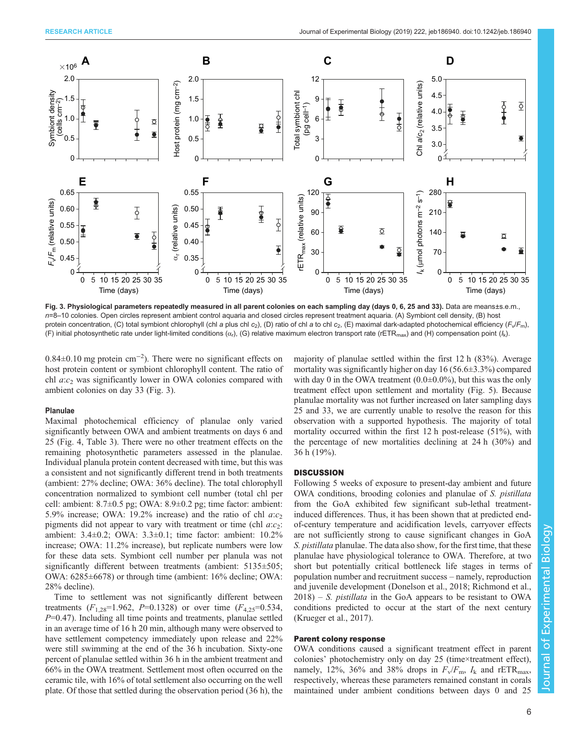**Fig. 3. Physiological parameters repeatedly measured in all parent colonies on each sampling day (days 0, 6, 25 and 33).** Data are means±s.e.m., $n$=8–10 colonies. Open circles represent ambient control aquaria and closed circles represent treatment aquaria. (A) Symbiont cell density, (B) host protein concentration, (C) total symbiont chlorophyll (chl *a* plus chl $c_2$), (D) ratio of chl *a* to chl $c_2$, (E) maximal dark-adapted photochemical efficiency ($F_v/F_m$), (F) initial photosynthetic rate under light-limited conditions ($\alpha_r$), (G) relative maximum electron transport rate ($rETR_{max}$) and (H) compensation point ($I_k$).

0.84±0.10 mg protein $cm^{-2}$). There were no significant effects on host protein content or symbiont chlorophyll content. The ratio of chl $a:c_2$ was significantly lower in OWA colonies compared with ambient colonies on day 33 (Fig. 3).

### Planulae

Maximal photochemical efficiency of planulae only varied significantly between OWA and ambient treatments on days 6 and 25 (Fig. 4, Table 3). There were no other treatment effects on the remaining photosynthetic parameters assessed in the planulae. Individual planula protein content decreased with time, but this was a consistent and not significantly different trend in both treatments (ambient: 27% decline; OWA: 36% decline). The total chlorophyll concentration normalized to symbiont cell number (total chl per cell: ambient: 8.7±0.5 pg; OWA: 8.9±0.2 pg; time factor: ambient: 5.9% increase; OWA: 19.2% increase) and the ratio of chl $a:c_2$ pigments did not appear to vary with treatment or time (chl $a:c_2$: ambient: 3.4±0.2; OWA: 3.3±0.1; time factor: ambient: 10.2% increase; OWA: 11.2% increase), but replicate numbers was low for these data sets. Symbiont cell number per planula was not significantly different between treatments (ambient: 5135±505; OWA: 6285±6678) or through time (ambient: 16% decline; OWA: 28% decline).

Time to settlement was not significantly different between treatments ($F_{1,28}$=1.962, $P$=0.1328) or over time ($F_{4,25}$=0.534, $P$=0.47). Including all time points and treatments, planulae settled in an average time of 16 h 20 min, although many were observed to have settlement competency immediately upon release and 22% were still swimming at the end of the 36 h incubation. Sixty-one percent of planulae settled within 36 h in the ambient treatment and 66% in the OWA treatment. Settlement most often occurred on the ceramic tile, with 16% of total settlement also occurring on the well plate. Of those that settled during the observation period (36 h), the majority of planulae settled within the first 12 h (83%). Average mortality was significantly higher on day 16 (56.6±3.3%) compared with day 0 in the OWA treatment (0.0±0.0%), but this was the only treatment effect upon settlement and mortality (Fig. 5). Because planulae mortality was not further increased on later sampling days 25 and 33, we are currently unable to resolve the reason for this observation with a supported hypothesis. The majority of total mortality occurred within the first 12 h post-release (51%), with the percentage of new mortalities declining at 24 h (30%) and 36 h (19%).

## DISCUSSION

Following 5 weeks of exposure to present-day ambient and future OWA conditions, brooding colonies and planulae of *S. pistillata* from the GoA exhibited few significant sub-lethal treatment-induced differences. Thus, it has been shown that at predicted end-of-century temperature and acidification levels, carryover effects are not sufficiently strong to cause significant changes in GoA *S. pistillata* planulae. The data also show, for the first time, that these planulae have physiological tolerance to OWA. Therefore, at two short but potentially critical bottleneck life stages in terms of population number and recruitment success – namely, reproduction and juvenile development (Donelson et al., 2018; Richmond et al., 2018) – *S. pistillata* in the GoA appears to be resistant to OWA conditions predicted to occur at the start of the next century (Krueger et al., 2017).

### Parent colony response

OWA conditions caused a significant treatment effect in parent colonies' photochemistry only on day 25 (time×treatment effect), namely, 12%, 36% and 38% drops in $F_v/F_m$, $I_k$ and $rETR_{max}$, respectively, whereas these parameters remained constant in corals maintained under ambient conditions between days 0 and 25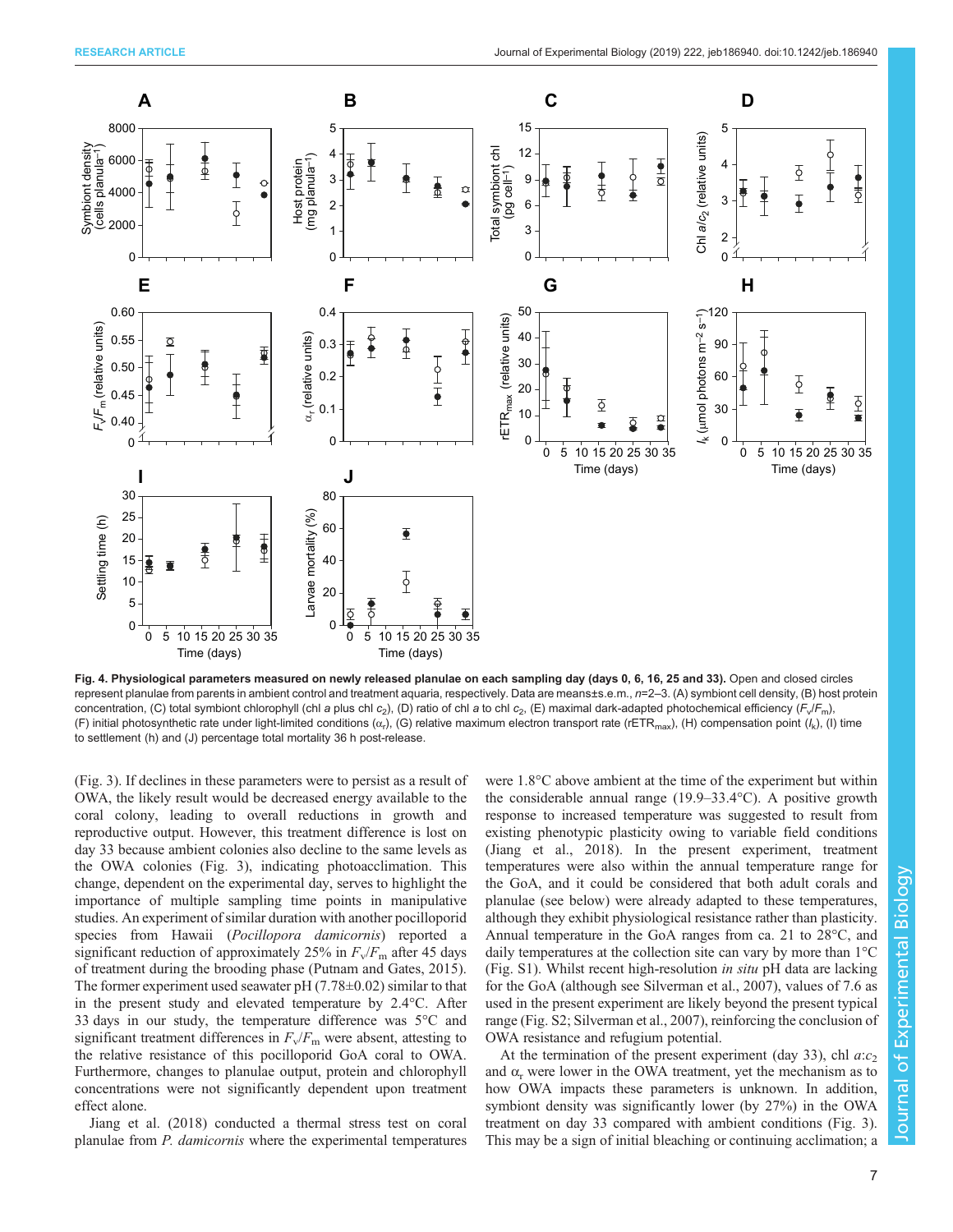**Fig. 4. Physiological parameters measured on newly released planulae on each sampling day (days 0, 6, 16, 25 and 33).** Open and closed circles represent planulae from parents in ambient control and treatment aquaria, respectively. Data are means±s.e.m., $n$=2–3. (A) symbiont cell density, (B) host protein concentration, (C) total symbiont chlorophyll (chl $a$ plus chl $c_2$), (D) ratio of chl $a$ to chl $c_2$, (E) maximal dark-adapted photochemical efficiency ($F_v/F_m$), (F) initial photosynthetic rate under light-limited conditions ($\alpha_r$), (G) relative maximum electron transport rate (rETR$_{max}$), (H) compensation point ($I_k$), (I) time to settlement (h) and (J) percentage total mortality 36 h post-release.

(Fig. 3). If declines in these parameters were to persist as a result of OWA, the likely result would be decreased energy available to the coral colony, leading to overall reductions in growth and reproductive output. However, this treatment difference is lost on day 33 because ambient colonies also decline to the same levels as the OWA colonies (Fig. 3), indicating photoacclimation. This change, dependent on the experimental day, serves to highlight the importance of multiple sampling time points in manipulative studies. An experiment of similar duration with another pocilloporid species from Hawaii (*Pocillopora damicornis*) reported a significant reduction of approximately 25% in $F_v/F_m$ after 45 days of treatment during the brooding phase (Putnam and Gates, 2015). The former experiment used seawater pH (7.78±0.02) similar to that in the present study and elevated temperature by 2.4°C. After 33 days in our study, the temperature difference was 5°C and significant treatment differences in $F_v/F_m$ were absent, attesting to the relative resistance of this pocilloporid GoA coral to OWA. Furthermore, changes to planulae output, protein and chlorophyll concentrations were not significantly dependent upon treatment effect alone.

Jiang et al. (2018) conducted a thermal stress test on coral planulae from *P. damicornis* where the experimental temperatures were 1.8°C above ambient at the time of the experiment but within the considerable annual range (19.9–33.4°C). A positive growth response to increased temperature was suggested to result from existing phenotypic plasticity owing to variable field conditions (Jiang et al., 2018). In the present experiment, treatment temperatures were also within the annual temperature range for the GoA, and it could be considered that both adult corals and planulae (see below) were already adapted to these temperatures, although they exhibit physiological resistance rather than plasticity. Annual temperature in the GoA ranges from ca. 21 to 28°C, and daily temperatures at the collection site can vary by more than 1°C (Fig. S1). Whilst recent high-resolution *in situ* pH data are lacking for the GoA (although see Silverman et al., 2007), values of 7.6 as used in the present experiment are likely beyond the present typical range (Fig. S2; Silverman et al., 2007), reinforcing the conclusion of OWA resistance and refugium potential.

At the termination of the present experiment (day 33), chl $a$:$c_2$ and $\alpha_r$ were lower in the OWA treatment, yet the mechanism as to how OWA impacts these parameters is unknown. In addition, symbiont density was significantly lower (by 27%) in the OWA treatment on day 33 compared with ambient conditions (Fig. 3). This may be a sign of initial bleaching or continuing acclimation; a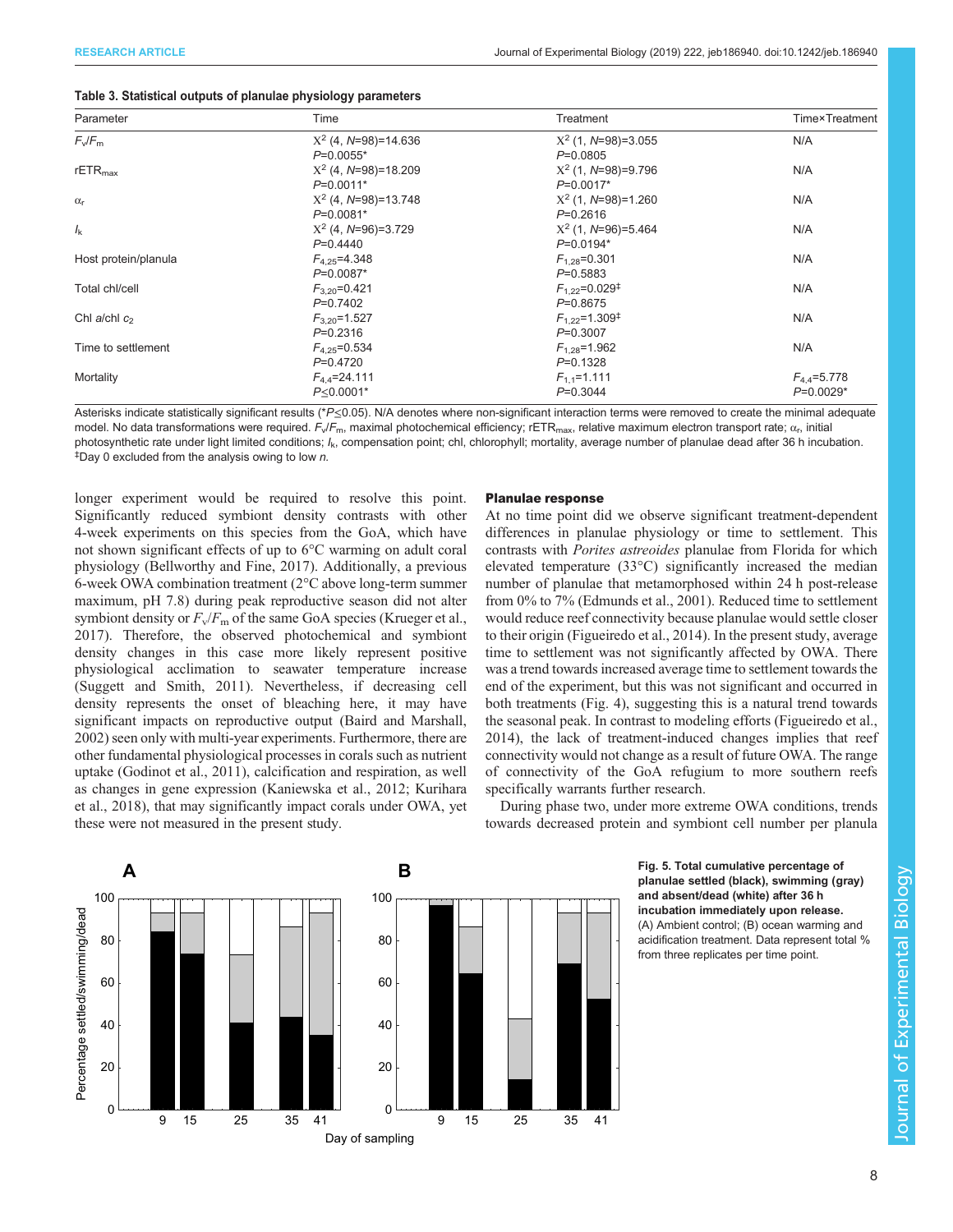**Table 3. Statistical outputs of planulae physiology parameters**

| Parameter | Time | Treatment | Time×Treatment |
|---|---|---|---|
| $F_v/F_m$ | $X^2$ (4, $N$=98)=14.636 $P$=0.0055* | $X^2$ (1, $N$=98)=3.055 $P$=0.0805 | N/A |
| rETR$_{max}$ | $X^2$ (4, $N$=98)=18.209 $P$=0.0011* | $X^2$ (1, $N$=98)=9.796 $P$=0.0017* | N/A |
| $\alpha_r$ | $X^2$ (4, $N$=98)=13.748 $P$=0.0081* | $X^2$ (1, $N$=98)=1.260 $P$=0.2616 | N/A |
| $I_k$ | $X^2$ (4, $N$=96)=3.729 $P$=0.4440 | $X^2$ (1, $N$=96)=5.464 $P$=0.0194* | N/A |
| Host protein/planula | $F_{4,25}$=4.348 $P$=0.0087* | $F_{1,28}$=0.301 $P$=0.5883 | N/A |
| Total chl/cell | $F_{3,20}$=0.421 $P$=0.7402 | $F_{1,22}$=0.029‡ $P$=0.8675 | N/A |
| Chl $a$/chl $c_2$ | $F_{3,20}$=1.527 $P$=0.2316 | $F_{1,22}$=1.309‡ $P$=0.3007 | N/A |
| Time to settlement | $F_{4,25}$=0.534 $P$=0.4720 | $F_{1,28}$=1.962 $P$=0.1328 | N/A |
| Mortality | $F_{4,4}$=24.111 $P$≤0.0001* | $F_{1,1}$=1.111 $P$=0.3044 | $F_{4,4}$=5.778 $P$=0.0029* |

Asterisks indicate statistically significant results (*$P$≤0.05). N/A denotes where non-significant interaction terms were removed to create the minimal adequate model. No data transformations were required. $F_v/F_m$, maximal photochemical efficiency; rETR$_{max}$, relative maximum electron transport rate; $\alpha_r$, initial photosynthetic rate under light limited conditions; $I_k$, compensation point; chl, chlorophyll; mortality, average number of planulae dead after 36 h incubation. ‡Day 0 excluded from the analysis owing to low $n$.

longer experiment would be required to resolve this point. Significantly reduced symbiont density contrasts with other 4-week experiments on this species from the GoA, which have not shown significant effects of up to 6°C warming on adult coral physiology (Bellworthy and Fine, 2017). Additionally, a previous 6-week OWA combination treatment (2°C above long-term summer maximum, pH 7.8) during peak reproductive season did not alter symbiont density or $F_v/F_m$ of the same GoA species (Krueger et al., 2017). Therefore, the observed photochemical and symbiont density changes in this case more likely represent positive physiological acclimation to seawater temperature increase (Suggett and Smith, 2011). Nevertheless, if decreasing cell density represents the onset of bleaching here, it may have significant impacts on reproductive output (Baird and Marshall, 2002) seen only with multi-year experiments. Furthermore, there are other fundamental physiological processes in corals such as nutrient uptake (Godinot et al., 2011), calcification and respiration, as well as changes in gene expression (Kaniewska et al., 2012; Kurihara et al., 2018), that may significantly impact corals under OWA, yet these were not measured in the present study.

## Planulae response

At no time point did we observe significant treatment-dependent differences in planulae physiology or time to settlement. This contrasts with *Porites astreoides* planulae from Florida for which elevated temperature (33°C) significantly increased the median number of planulae that metamorphosed within 24 h post-release from 0% to 7% (Edmunds et al., 2001). Reduced time to settlement would reduce reef connectivity because planulae would settle closer to their origin (Figueiredo et al., 2014). In the present study, average time to settlement was not significantly affected by OWA. There was a trend towards increased average time to settlement towards the end of the experiment, but this was not significant and occurred in both treatments (Fig. 4), suggesting this is a natural trend towards the seasonal peak. In contrast to modeling efforts (Figueiredo et al., 2014), the lack of treatment-induced changes implies that reef connectivity would not change as a result of future OWA. The range of connectivity of the GoA refugium to more southern reefs specifically warrants further research.

During phase two, under more extreme OWA conditions, trends towards decreased protein and symbiont cell number per planula

**Fig. 5. Total cumulative percentage of planulae settled (black), swimming (gray) and absent/dead (white) after 36 h incubation immediately upon release.** (A) Ambient control; (B) ocean warming and acidification treatment. Data represent total % from three replicates per time point.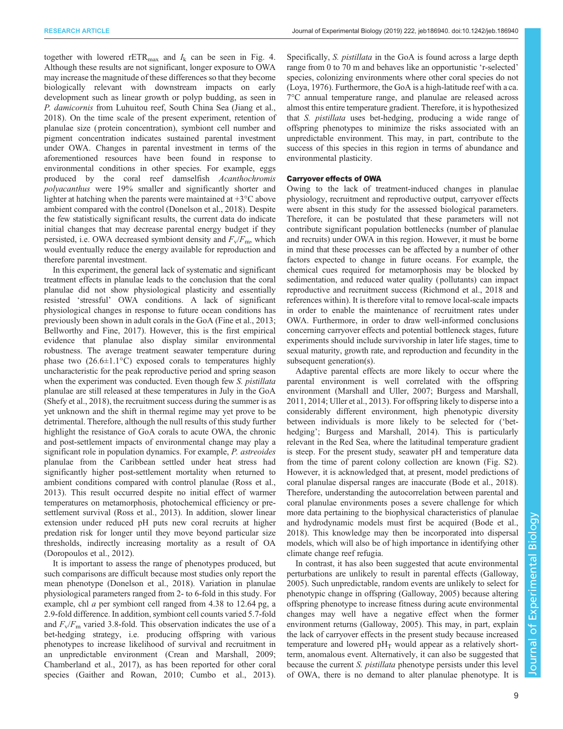together with lowered $rETR_{max}$ and $I_k$ can be seen in Fig. 4. Although these results are not significant, longer exposure to OWA may increase the magnitude of these differences so that they become biologically relevant with downstream impacts on early development such as linear growth or polyp budding, as seen in *P. damicornis* from Luhuitou reef, South China Sea (Jiang et al., 2018). On the time scale of the present experiment, retention of planulae size (protein concentration), symbiont cell number and pigment concentration indicates sustained parental investment under OWA. Changes in parental investment in terms of the aforementioned resources have been found in response to environmental conditions in other species. For example, eggs produced by the coral reef damselfish *Acanthochromis polyacanthus* were 19% smaller and significantly shorter and lighter at hatching when the parents were maintained at +3°C above ambient compared with the control (Donelson et al., 2018). Despite the few statistically significant results, the current data do indicate initial changes that may decrease parental energy budget if they persisted, i.e. OWA decreased symbiont density and $F_v/F_m$, which would eventually reduce the energy available for reproduction and therefore parental investment.

In this experiment, the general lack of systematic and significant treatment effects in planulae leads to the conclusion that the coral planulae did not show physiological plasticity and essentially resisted 'stressful' OWA conditions. A lack of significant physiological changes in response to future ocean conditions has previously been shown in adult corals in the GoA (Fine et al., 2013; Bellworthy and Fine, 2017). However, this is the first empirical evidence that planulae also display similar environmental robustness. The average treatment seawater temperature during phase two (26.6±1.1°C) exposed corals to temperatures highly uncharacteristic for the peak reproductive period and spring season when the experiment was conducted. Even though few *S. pistillata* planulae are still released at these temperatures in July in the GoA (Shefy et al., 2018), the recruitment success during the summer is as yet unknown and the shift in thermal regime may yet prove to be detrimental. Therefore, although the null results of this study further highlight the resistance of GoA corals to acute OWA, the chronic and post-settlement impacts of environmental change may play a significant role in population dynamics. For example, *P. astreoides* planulae from the Caribbean settled under heat stress had significantly higher post-settlement mortality when returned to ambient conditions compared with control planulae (Ross et al., 2013). This result occurred despite no initial effect of warmer temperatures on metamorphosis, photochemical efficiency or pre-settlement survival (Ross et al., 2013). In addition, slower linear extension under reduced pH puts new coral recruits at higher predation risk for longer until they move beyond particular size thresholds, indirectly increasing mortality as a result of OA (Doropoulos et al., 2012).

It is important to assess the range of phenotypes produced, but such comparisons are difficult because most studies only report the mean phenotype (Donelson et al., 2018). Variation in planulae physiological parameters ranged from 2- to 6-fold in this study. For example, chl *a* per symbiont cell ranged from 4.38 to 12.64 pg, a 2.9-fold difference. In addition, symbiont cell counts varied 5.7-fold and $F_v/F_m$ varied 3.8-fold. This observation indicates the use of a bet-hedging strategy, i.e. producing offspring with various phenotypes to increase likelihood of survival and recruitment in an unpredictable environment (Crean and Marshall, 2009; Chamberland et al., 2017), as has been reported for other coral species (Gaither and Rowan, 2010; Cumbo et al., 2013). Specifically, *S. pistillata* in the GoA is found across a large depth range from 0 to 70 m and behaves like an opportunistic 'r-selected' species, colonizing environments where other coral species do not (Loya, 1976). Furthermore, the GoA is a high-latitude reef with a ca. 7°C annual temperature range, and planulae are released across almost this entire temperature gradient. Therefore, it is hypothesized that *S. pistillata* uses bet-hedging, producing a wide range of offspring phenotypes to minimize the risks associated with an unpredictable environment. This may, in part, contribute to the success of this species in this region in terms of abundance and environmental plasticity.

### Carryover effects of OWA

Owing to the lack of treatment-induced changes in planulae physiology, recruitment and reproductive output, carryover effects were absent in this study for the assessed biological parameters. Therefore, it can be postulated that these parameters will not contribute significant population bottlenecks (number of planulae and recruits) under OWA in this region. However, it must be borne in mind that these processes can be affected by a number of other factors expected to change in future oceans. For example, the chemical cues required for metamorphosis may be blocked by sedimentation, and reduced water quality (pollutants) can impact reproductive and recruitment success (Richmond et al., 2018 and references within). It is therefore vital to remove local-scale impacts in order to enable the maintenance of recruitment rates under OWA. Furthermore, in order to draw well-informed conclusions concerning carryover effects and potential bottleneck stages, future experiments should include survivorship in later life stages, time to sexual maturity, growth rate, and reproduction and fecundity in the subsequent generation(s).

Adaptive parental effects are more likely to occur where the parental environment is well correlated with the offspring environment (Marshall and Uller, 2007; Burgess and Marshall, 2011, 2014; Uller et al., 2013). For offspring likely to disperse into a considerably different environment, high phenotypic diversity between individuals is more likely to be selected for ('bet-hedging'; Burgess and Marshall, 2014). This is particularly relevant in the Red Sea, where the latitudinal temperature gradient is steep. For the present study, seawater pH and temperature data from the time of parent colony collection are known (Fig. S2). However, it is acknowledged that, at present, model predictions of coral planulae dispersal ranges are inaccurate (Bode et al., 2018). Therefore, understanding the autocorrelation between parental and coral planulae environments poses a severe challenge for which more data pertaining to the biophysical characteristics of planulae and hydrodynamic models must first be acquired (Bode et al., 2018). This knowledge may then be incorporated into dispersal models, which will also be of high importance in identifying other climate change reef refugia.

In contrast, it has also been suggested that acute environmental perturbations are unlikely to result in parental effects (Galloway, 2005). Such unpredictable, random events are unlikely to select for phenotypic change in offspring (Galloway, 2005) because altering offspring phenotype to increase fitness during acute environmental changes may well have a negative effect when the former environment returns (Galloway, 2005). This may, in part, explain the lack of carryover effects in the present study because increased temperature and lowered $pH_T$ would appear as a relatively short-term, anomalous event. Alternatively, it can also be suggested that because the current *S. pistillata* phenotype persists under this level of OWA, there is no demand to alter planulae phenotype. It is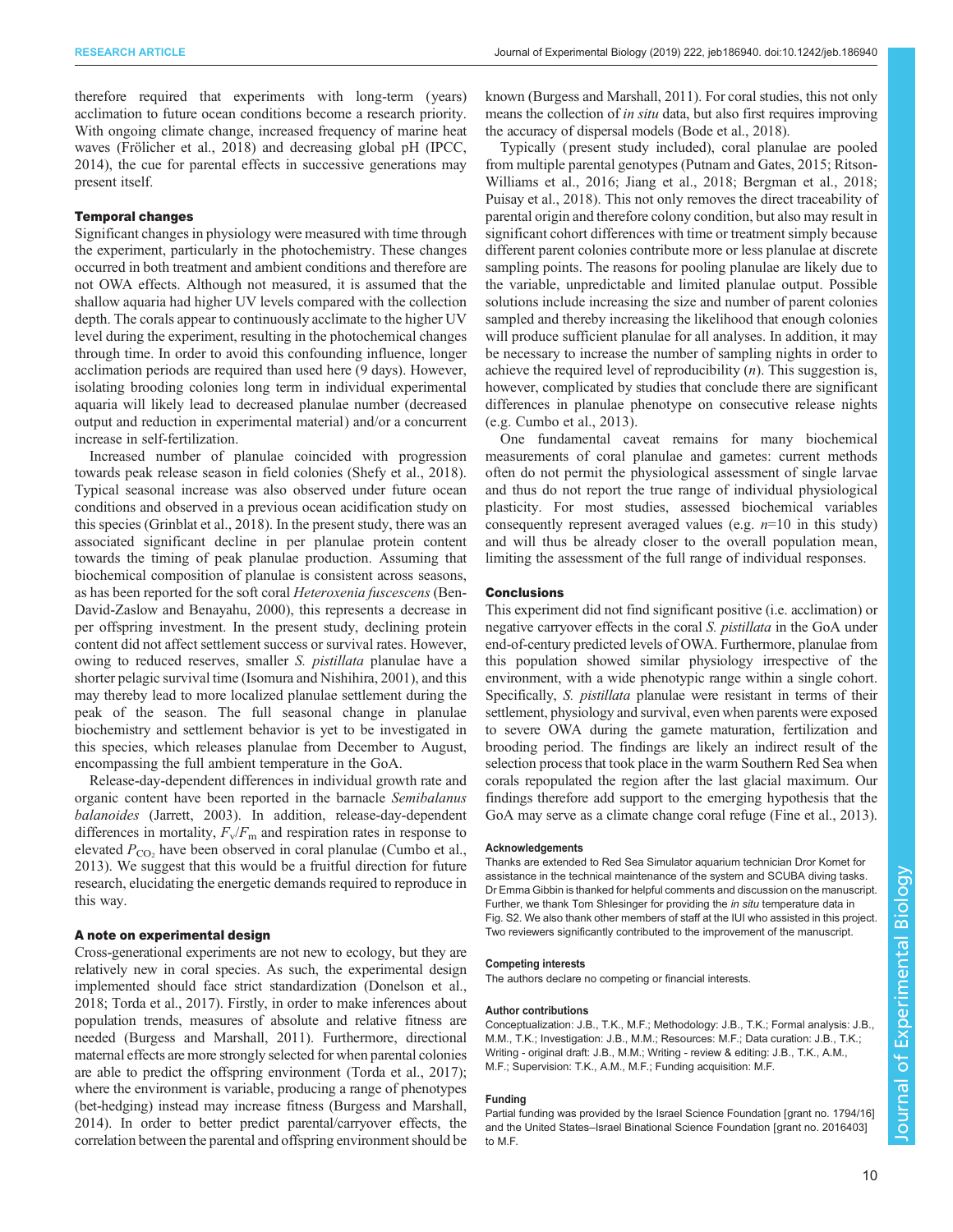therefore required that experiments with long-term (years) acclimation to future ocean conditions become a research priority. With ongoing climate change, increased frequency of marine heat waves (Frölicher et al., 2018) and decreasing global pH (IPCC, 2014), the cue for parental effects in successive generations may present itself.

### Temporal changes

Significant changes in physiology were measured with time through the experiment, particularly in the photochemistry. These changes occurred in both treatment and ambient conditions and therefore are not OWA effects. Although not measured, it is assumed that the shallow aquaria had higher UV levels compared with the collection depth. The corals appear to continuously acclimate to the higher UV level during the experiment, resulting in the photochemical changes through time. In order to avoid this confounding influence, longer acclimation periods are required than used here (9 days). However, isolating brooding colonies long term in individual experimental aquaria will likely lead to decreased planulae number (decreased output and reduction in experimental material) and/or a concurrent increase in self-fertilization.

Increased number of planulae coincided with progression towards peak release season in field colonies (Shefy et al., 2018). Typical seasonal increase was also observed under future ocean conditions and observed in a previous ocean acidification study on this species (Grinblat et al., 2018). In the present study, there was an associated significant decline in per planulae protein content towards the timing of peak planulae production. Assuming that biochemical composition of planulae is consistent across seasons, as has been reported for the soft coral *Heteroxenia fuscescens* (Ben-David-Zaslow and Benayahu, 2000), this represents a decrease in per offspring investment. In the present study, declining protein content did not affect settlement success or survival rates. However, owing to reduced reserves, smaller *S. pistillata* planulae have a shorter pelagic survival time (Isomura and Nishihira, 2001), and this may thereby lead to more localized planulae settlement during the peak of the season. The full seasonal change in planulae biochemistry and settlement behavior is yet to be investigated in this species, which releases planulae from December to August, encompassing the full ambient temperature in the GoA.

Release-day-dependent differences in individual growth rate and organic content have been reported in the barnacle *Semibalanus balanoides* (Jarrett, 2003). In addition, release-day-dependent differences in mortality, $F_v/F_m$ and respiration rates in response to elevated $P_{CO_2}$ have been observed in coral planulae (Cumbo et al., 2013). We suggest that this would be a fruitful direction for future research, elucidating the energetic demands required to reproduce in this way.

### A note on experimental design

Cross-generational experiments are not new to ecology, but they are relatively new in coral species. As such, the experimental design implemented should face strict standardization (Donelson et al., 2018; Torda et al., 2017). Firstly, in order to make inferences about population trends, measures of absolute and relative fitness are needed (Burgess and Marshall, 2011). Furthermore, directional maternal effects are more strongly selected for when parental colonies are able to predict the offspring environment (Torda et al., 2017); where the environment is variable, producing a range of phenotypes (bet-hedging) instead may increase fitness (Burgess and Marshall, 2014). In order to better predict parental/carryover effects, the correlation between the parental and offspring environment should be known (Burgess and Marshall, 2011). For coral studies, this not only means the collection of *in situ* data, but also first requires improving the accuracy of dispersal models (Bode et al., 2018).

Typically (present study included), coral planulae are pooled from multiple parental genotypes (Putnam and Gates, 2015; Ritson-Williams et al., 2016; Jiang et al., 2018; Bergman et al., 2018; Puisay et al., 2018). This not only removes the direct traceability of parental origin and therefore colony condition, but also may result in significant cohort differences with time or treatment simply because different parent colonies contribute more or less planulae at discrete sampling points. The reasons for pooling planulae are likely due to the variable, unpredictable and limited planulae output. Possible solutions include increasing the size and number of parent colonies sampled and thereby increasing the likelihood that enough colonies will produce sufficient planulae for all analyses. In addition, it may be necessary to increase the number of sampling nights in order to achieve the required level of reproducibility ($n$). This suggestion is, however, complicated by studies that conclude there are significant differences in planulae phenotype on consecutive release nights (e.g. Cumbo et al., 2013).

One fundamental caveat remains for many biochemical measurements of coral planulae and gametes: current methods often do not permit the physiological assessment of single larvae and thus do not report the true range of individual physiological plasticity. For most studies, assessed biochemical variables consequently represent averaged values (e.g. $n$=10 in this study) and will thus be already closer to the overall population mean, limiting the assessment of the full range of individual responses.

## Conclusions

This experiment did not find significant positive (i.e. acclimation) or negative carryover effects in the coral *S. pistillata* in the GoA under end-of-century predicted levels of OWA. Furthermore, planulae from this population showed similar physiology irrespective of the environment, with a wide phenotypic range within a single cohort. Specifically, *S. pistillata* planulae were resistant in terms of their settlement, physiology and survival, even when parents were exposed to severe OWA during the gamete maturation, fertilization and brooding period. The findings are likely an indirect result of the selection process that took place in the warm Southern Red Sea when corals repopulated the region after the last glacial maximum. Our findings therefore add support to the emerging hypothesis that the GoA may serve as a climate change coral refuge (Fine et al., 2013).

#### Acknowledgements

Thanks are extended to Red Sea Simulator aquarium technician Dror Komet for assistance in the technical maintenance of the system and SCUBA diving tasks. Dr Emma Gibbin is thanked for helpful comments and discussion on the manuscript. Further, we thank Tom Shlesinger for providing the *in situ* temperature data in Fig. S2. We also thank other members of staff at the IUI who assisted in this project. Two reviewers significantly contributed to the improvement of the manuscript.

#### Competing interests

The authors declare no competing or financial interests.

#### Author contributions

Conceptualization: J.B., T.K., M.F.; Methodology: J.B., T.K.; Formal analysis: J.B., M.M., T.K.; Investigation: J.B., M.M.; Resources: M.F.; Data curation: J.B., T.K.; Writing - original draft: J.B., M.M.; Writing - review & editing: J.B., T.K., A.M., M.F.; Supervision: T.K., A.M., M.F.; Funding acquisition: M.F.

#### Funding

Partial funding was provided by the Israel Science Foundation [grant no. 1794/16] and the United States–Israel Binational Science Foundation [grant no. 2016403] to M.F.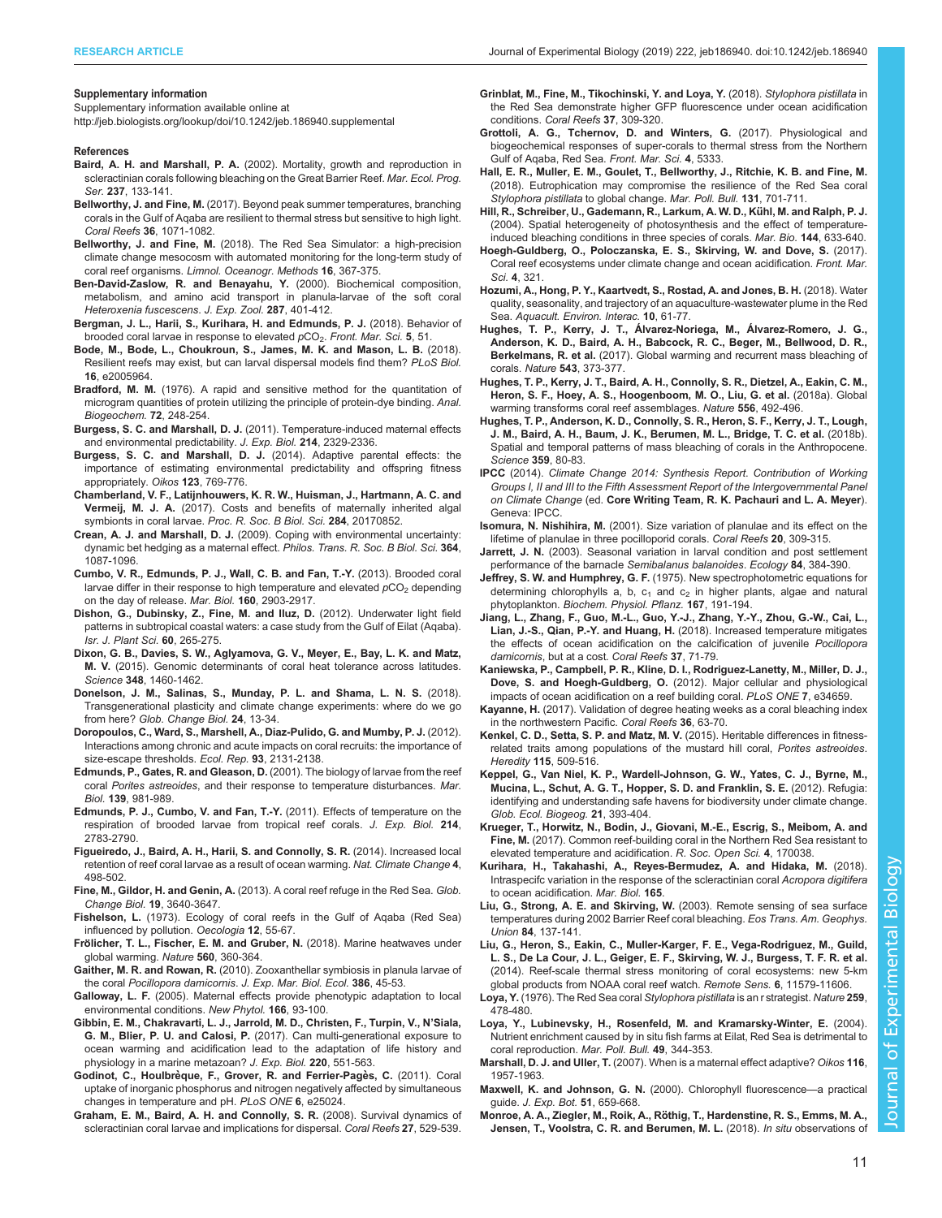### Supplementary information

Supplementary information available online at http://jeb.biologists.org/lookup/doi/10.1242/jeb.186940.supplemental

### References

**Baird, A. H. and Marshall, P. A.** (2002). Mortality, growth and reproduction in scleractinian corals following bleaching on the Great Barrier Reef. *Mar. Ecol. Prog. Ser.* **237**, 133-141.

**Bellworthy, J. and Fine, M.** (2017). Beyond peak summer temperatures, branching corals in the Gulf of Aqaba are resilient to thermal stress but sensitive to high light. *Coral Reefs* **36**, 1071-1082.

**Bellworthy, J. and Fine, M.** (2018). The Red Sea Simulator: a high-precision climate change mesocosm with automated monitoring for the long-term study of coral reef organisms. *Limnol. Oceanogr. Methods* **16**, 367-375.

**Ben-David-Zaslow, R. and Benayahu, Y.** (2000). Biochemical composition, metabolism, and amino acid transport in planula-larvae of the soft coral *Heteroxenia fuscescens*. *J. Exp. Zool.* **287**, 401-412.

**Bergman, J. L., Harii, S., Kurihara, H. and Edmunds, P. J.** (2018). Behavior of brooded coral larvae in response to elevated $pCO_2$. *Front. Mar. Sci.* **5**, 51.

**Bode, M., Bode, L., Choukroun, S., James, M. K. and Mason, L. B.** (2018). Resilient reefs may exist, but can larval dispersal models find them? *PLoS Biol.* **16**, e2005964.

**Bradford, M. M.** (1976). A rapid and sensitive method for the quantitation of microgram quantities of protein utilizing the principle of protein-dye binding. *Anal. Biogeochem.* **72**, 248-254.

**Burgess, S. C. and Marshall, D. J.** (2011). Temperature-induced maternal effects and environmental predictability. *J. Exp. Biol.* **214**, 2329-2336.

**Burgess, S. C. and Marshall, D. J.** (2014). Adaptive parental effects: the importance of estimating environmental predictability and offspring fitness appropriately. *Oikos* **123**, 769-776.

**Chamberland, V. F., Latijnhouwers, K. R. W., Huisman, J., Hartmann, A. C. and Vermeij, M. J. A.** (2017). Costs and benefits of maternally inherited algal symbionts in coral larvae. *Proc. R. Soc. B Biol. Sci.* **284**, 20170852.

**Crean, A. J. and Marshall, D. J.** (2009). Coping with environmental uncertainty: dynamic bet hedging as a maternal effect. *Philos. Trans. R. Soc. B Biol. Sci.* **364**, 1087-1096.

**Cumbo, V. R., Edmunds, P. J., Wall, C. B. and Fan, T.-Y.** (2013). Brooded coral larvae differ in their response to high temperature and elevated $pCO_2$ depending on the day of release. *Mar. Biol.* **160**, 2903-2917.

**Dishon, G., Dubinsky, Z., Fine, M. and Iluz, D.** (2012). Underwater light field patterns in subtropical coastal waters: a case study from the Gulf of Eilat (Aqaba). *Isr. J. Plant Sci.* **60**, 265-275.

**Dixon, G. B., Davies, S. W., Aglyamova, G. V., Meyer, E., Bay, L. K. and Matz, M. V.** (2015). Genomic determinants of coral heat tolerance across latitudes. *Science* **348**, 1460-1462.

**Donelson, J. M., Salinas, S., Munday, P. L. and Shama, L. N. S.** (2018). Transgenerational plasticity and climate change experiments: where do we go from here? *Glob. Change Biol.* **24**, 13-34.

**Doropoulos, C., Ward, S., Marshall, A., Diaz-Pulido, G. and Mumby, P. J.** (2012). Interactions among chronic and acute impacts on coral recruits: the importance of size-escape thresholds. *Ecol. Rep.* **93**, 2131-2138.

**Edmunds, P., Gates, R. and Gleason, D.** (2001). The biology of larvae from the reef coral *Porites astreoides*, and their response to temperature disturbances. *Mar. Biol.* **139**, 981-989.

**Edmunds, P. J., Cumbo, V. and Fan, T.-Y.** (2011). Effects of temperature on the respiration of brooded larvae from tropical reef corals. *J. Exp. Biol.* **214**, 2783-2790.

**Figueiredo, J., Baird, A. H., Harii, S. and Connolly, S. R.** (2014). Increased local retention of reef coral larvae as a result of ocean warming. *Nat. Climate Change* **4**, 498-502.

**Fine, M., Gildor, H. and Genin, A.** (2013). A coral reef refuge in the Red Sea. *Glob. Change Biol.* **19**, 3640-3647.

**Fishelson, L.** (1973). Ecology of coral reefs in the Gulf of Aqaba (Red Sea) influenced by pollution. *Oecologia* **12**, 55-67.

**Frölicher, T. L., Fischer, E. M. and Gruber, N.** (2018). Marine heatwaves under global warming. *Nature* **560**, 360-364.

**Gaither, M. R. and Rowan, R.** (2010). Zooxanthellar symbiosis in planula larvae of the coral *Pocillopora damicornis*. *J. Exp. Mar. Biol. Ecol.* **386**, 45-53.

**Galloway, L. F.** (2005). Maternal effects provide phenotypic adaptation to local environmental conditions. *New Phytol.* **166**, 93-100.

**Gibbin, E. M., Chakravarti, L. J., Jarrold, M. D., Christen, F., Turpin, V., N'Siala, G. M., Blier, P. U. and Calosi, P.** (2017). Can multi-generational exposure to ocean warming and acidification lead to the adaptation of life history and physiology in a marine metazoan? *J. Exp. Biol.* **220**, 551-563.

**Godinot, C., Houlbrèque, F., Grover, R. and Ferrier-Pagès, C.** (2011). Coral uptake of inorganic phosphorus and nitrogen negatively affected by simultaneous changes in temperature and pH. *PLoS ONE* **6**, e25024.

**Graham, E. M., Baird, A. H. and Connolly, S. R.** (2008). Survival dynamics of scleractinian coral larvae and implications for dispersal. *Coral Reefs* **27**, 529-539.

**Grinblat, M., Fine, M., Tikochinski, Y. and Loya, Y.** (2018). *Stylophora pistillata* in the Red Sea demonstrate higher GFP fluorescence under ocean acidification conditions. *Coral Reefs* **37**, 309-320.

**Grottoli, A. G., Tchernov, D. and Winters, G.** (2017). Physiological and biogeochemical responses of super-corals to thermal stress from the Northern Gulf of Aqaba, Red Sea. *Front. Mar. Sci.* **4**, 5333.

**Hall, E. R., Muller, E. M., Goulet, T., Bellworthy, J., Ritchie, K. B. and Fine, M.** (2018). Eutrophication may compromise the resilience of the Red Sea coral *Stylophora pistillata* to global change. *Mar. Poll. Bull.* **131**, 701-711.

**Hill, R., Schreiber, U., Gademann, R., Larkum, A. W. D., Kühl, M. and Ralph, P. J.** (2004). Spatial heterogeneity of photosynthesis and the effect of temperature-induced bleaching conditions in three species of corals. *Mar. Bio.* **144**, 633-640.

**Hoegh-Guldberg, O., Poloczanska, E. S., Skirving, W. and Dove, S.** (2017). Coral reef ecosystems under climate change and ocean acidification. *Front. Mar. Sci.* **4**, 321.

**Hozumi, A., Hong, P. Y., Kaartvedt, S., Rostad, A. and Jones, B. H.** (2018). Water quality, seasonality, and trajectory of an aquaculture-wastewater plume in the Red Sea. *Aquacult. Environ. Interac.* **10**, 61-77.

**Hughes, T. P., Kerry, J. T., Álvarez-Noriega, M., Álvarez-Romero, J. G., Anderson, K. D., Baird, A. H., Babcock, R. C., Beger, M., Bellwood, D. R., Berkelmans, R. et al.** (2017). Global warming and recurrent mass bleaching of corals. *Nature* **543**, 373-377.

**Hughes, T. P., Kerry, J. T., Baird, A. H., Connolly, S. R., Dietzel, A., Eakin, C. M., Heron, S. F., Hoey, A. S., Hoogenboom, M. O., Liu, G. et al.** (2018a). Global warming transforms coral reef assemblages. *Nature* **556**, 492-496.

**Hughes, T. P., Anderson, K. D., Connolly, S. R., Heron, S. F., Kerry, J. T., Lough, J. M., Baird, A. H., Baum, J. K., Berumen, M. L., Bridge, T. C. et al.** (2018b). Spatial and temporal patterns of mass bleaching of corals in the Anthropocene. *Science* **359**, 80-83.

**IPCC** (2014). *Climate Change 2014: Synthesis Report. Contribution of Working Groups I, II and III to the Fifth Assessment Report of the Intergovernmental Panel on Climate Change* (ed. **Core Writing Team, R. K. Pachauri and L. A. Meyer**). Geneva: IPCC.

**Isomura, N. Nishihira, M.** (2001). Size variation of planulae and its effect on the lifetime of planulae in three pocilloporid corals. *Coral Reefs* **20**, 309-315.

**Jarrett, J. N.** (2003). Seasonal variation in larval condition and post settlement performance of the barnacle *Semibalanus balanoides*. *Ecology* **84**, 384-390.

**Jeffrey, S. W. and Humphrey, G. F.** (1975). New spectrophotometric equations for determining chlorophylls a, b, $c_1$ and $c_2$ in higher plants, algae and natural phytoplankton. *Biochem. Physiol. Pflanz.* **167**, 191-194.

**Jiang, L., Zhang, F., Guo, M.-L., Guo, Y.-J., Zhang, Y.-Y., Zhou, G.-W., Cai, L., Lian, J.-S., Qian, P.-Y. and Huang, H.** (2018). Increased temperature mitigates the effects of ocean acidification on the calcification of juvenile *Pocillopora damicornis*, but at a cost. *Coral Reefs* **37**, 71-79.

**Kaniewska, P., Campbell, P. R., Kline, D. I., Rodriguez-Lanetty, M., Miller, D. J., Dove, S. and Hoegh-Guldberg, O.** (2012). Major cellular and physiological impacts of ocean acidification on a reef building coral. *PLoS ONE* **7**, e34659.

**Kayanne, H.** (2017). Validation of degree heating weeks as a coral bleaching index in the northwestern Pacific. *Coral Reefs* **36**, 63-70.

**Kenkel, C. D., Setta, S. P. and Matz, M. V.** (2015). Heritable differences in fitness-related traits among populations of the mustard hill coral, *Porites astreoides*. *Heredity* **115**, 509-516.

**Keppel, G., Van Niel, K. P., Wardell-Johnson, G. W., Yates, C. J., Byrne, M., Mucina, L., Schut, A. G. T., Hopper, S. D. and Franklin, S. E.** (2012). Refugia: identifying and understanding safe havens for biodiversity under climate change. *Glob. Ecol. Biogeog.* **21**, 393-404.

**Krueger, T., Horwitz, N., Bodin, J., Giovani, M.-E., Escrig, S., Meibom, A. and Fine, M.** (2017). Common reef-building coral in the Northern Red Sea resistant to elevated temperature and acidification. *R. Soc. Open Sci.* **4**, 170038.

**Kurihara, H., Takahashi, A., Reyes-Bermudez, A. and Hidaka, M.** (2018). Intraspecifc variation in the response of the scleractinian coral *Acropora digitifera* to ocean acidification. *Mar. Biol.* **165**.

**Liu, G., Strong, A. E. and Skirving, W.** (2003). Remote sensing of sea surface temperatures during 2002 Barrier Reef coral bleaching. *Eos Trans. Am. Geophys. Union* **84**, 137-141.

**Liu, G., Heron, S., Eakin, C., Muller-Karger, F. E., Vega-Rodriguez, M., Guild, L. S., De La Cour, J. L., Geiger, E. F., Skirving, W. J., Burgess, T. F. R. et al.** (2014). Reef-scale thermal stress monitoring of coral ecosystems: new 5-km global products from NOAA coral reef watch. *Remote Sens.* **6**, 11579-11606.

**Loya, Y.** (1976). The Red Sea coral *Stylophora pistillata* is an r strategist. *Nature* **259**, 478-480.

**Loya, Y., Lubinevsky, H., Rosenfeld, M. and Kramarsky-Winter, E.** (2004). Nutrient enrichment caused by in situ fish farms at Eilat, Red Sea is detrimental to coral reproduction. *Mar. Poll. Bull.* **49**, 344-353.

**Marshall, D. J. and Uller, T.** (2007). When is a maternal effect adaptive? *Oikos* **116**, 1957-1963.

**Maxwell, K. and Johnson, G. N.** (2000). Chlorophyll fluorescence—a practical guide. *J. Exp. Bot.* **51**, 659-668.

**Monroe, A. A., Ziegler, M., Roik, A., Röthig, T., Hardenstine, R. S., Emms, M. A., Jensen, T., Voolstra, C. R. and Berumen, M. L.** (2018). *In situ* observations of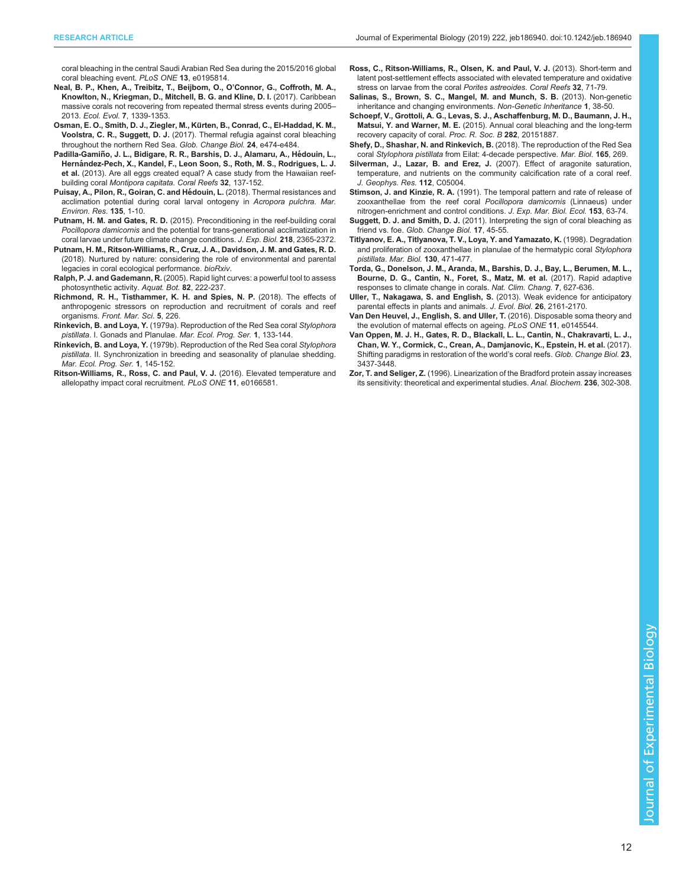coral bleaching in the central Saudi Arabian Red Sea during the 2015/2016 global coral bleaching event. *PLoS ONE* **13**, e0195814.

**Neal, B. P., Khen, A., Treibitz, T., Beijbom, O., O'Connor, G., Coffroth, M. A., Knowlton, N., Kriegman, D., Mitchell, B. G. and Kline, D. I.** (2017). Caribbean massive corals not recovering from repeated thermal stress events during 2005–2013. *Ecol. Evol.* **7**, 1339-1353.

**Osman, E. O., Smith, D. J., Ziegler, M., Kürten, B., Conrad, C., El-Haddad, K. M., Voolstra, C. R., Suggett, D. J.** (2017). Thermal refugia against coral bleaching throughout the northern Red Sea. *Glob. Change Biol.* **24**, e474-e484.

**Padilla-Gamiño, J. L., Bidigare, R. R., Barshis, D. J., Alamaru, A., Hédouin, L., Hernández-Pech, X., Kandel, F., Leon Soon, S., Roth, M. S., Rodrigues, L. J. et al.** (2013). Are all eggs created equal? A case study from the Hawaiian reef-building coral *Montipora capitata*. *Coral Reefs* **32**, 137-152.

**Puisay, A., Pilon, R., Goiran, C. and Hédouin, L.** (2018). Thermal resistances and acclimation potential during coral larval ontogeny in *Acropora pulchra*. *Mar. Environ. Res.* **135**, 1-10.

**Putnam, H. M. and Gates, R. D.** (2015). Preconditioning in the reef-building coral *Pocillopora damicornis* and the potential for trans-generational acclimatization in coral larvae under future climate change conditions. *J. Exp. Biol.* **218**, 2365-2372.

**Putnam, H. M., Ritson-Williams, R., Cruz, J. A., Davidson, J. M. and Gates, R. D.** (2018). Nurtured by nature: considering the role of environmental and parental legacies in coral ecological performance. *bioRxiv*.

**Ralph, P. J. and Gademann, R.** (2005). Rapid light curves: a powerful tool to assess photosynthetic activity. *Aquat. Bot.* **82**, 222-237.

**Richmond, R. H., Tisthammer, K. H. and Spies, N. P.** (2018). The effects of anthropogenic stressors on reproduction and recruitment of corals and reef organisms. *Front. Mar. Sci.* **5**, 226.

**Rinkevich, B. and Loya, Y.** (1979a). Reproduction of the Red Sea coral *Stylophora pistillata*. I. Gonads and Planulae. *Mar. Ecol. Prog. Ser.* **1**, 133-144.

**Rinkevich, B. and Loya, Y.** (1979b). Reproduction of the Red Sea coral *Stylophora pistillata*. II. Synchronization in breeding and seasonality of planulae shedding. *Mar. Ecol. Prog. Ser.* **1**, 145-152.

**Ritson-Williams, R., Ross, C. and Paul, V. J.** (2016). Elevated temperature and allelopathy impact coral recruitment. *PLoS ONE* **11**, e0166581.

**Ross, C., Ritson-Williams, R., Olsen, K. and Paul, V. J.** (2013). Short-term and latent post-settlement effects associated with elevated temperature and oxidative stress on larvae from the coral *Porites astreoides*. *Coral Reefs* **32**, 71-79.

**Salinas, S., Brown, S. C., Mangel, M. and Munch, S. B.** (2013). Non-genetic inheritance and changing environments. *Non-Genetic Inheritance* **1**, 38-50.

**Schoepf, V., Grottoli, A. G., Levas, S. J., Aschaffenburg, M. D., Baumann, J. H., Matsui, Y. and Warner, M. E.** (2015). Annual coral bleaching and the long-term recovery capacity of coral. *Proc. R. Soc. B* **282**, 20151887.

**Shefy, D., Shashar, N. and Rinkevich, B.** (2018). The reproduction of the Red Sea coral *Stylophora pistillata* from Eilat: 4-decade perspective. *Mar. Biol.* **165**, 269.

**Silverman, J., Lazar, B. and Erez, J.** (2007). Effect of aragonite saturation, temperature, and nutrients on the community calcification rate of a coral reef. *J. Geophys. Res.* **112**, C05004.

**Stimson, J. and Kinzie, R. A.** (1991). The temporal pattern and rate of release of zooxanthellae from the reef coral *Pocillopora damicornis* (Linnaeus) under nitrogen-enrichment and control conditions. *J. Exp. Mar. Biol. Ecol.* **153**, 63-74.

**Suggett, D. J. and Smith, D. J.** (2011). Interpreting the sign of coral bleaching as friend vs. foe. *Glob. Change Biol.* **17**, 45-55.

**Titlyanov, E. A., Titlyanova, T. V., Loya, Y. and Yamazato, K.** (1998). Degradation and proliferation of zooxanthellae in planulae of the hermatypic coral *Stylophora pistillata*. *Mar. Biol.* **130**, 471-477.

**Torda, G., Donelson, J. M., Aranda, M., Barshis, D. J., Bay, L., Berumen, M. L., Bourne, D. G., Cantin, N., Foret, S., Matz, M. et al.** (2017). Rapid adaptive responses to climate change in corals. *Nat. Clim. Chang.* **7**, 627-636.

**Uller, T., Nakagawa, S. and English, S.** (2013). Weak evidence for anticipatory parental effects in plants and animals. *J. Evol. Biol.* **26**, 2161-2170.

**Van Den Heuvel, J., English, S. and Uller, T.** (2016). Disposable soma theory and the evolution of maternal effects on ageing. *PLoS ONE* **11**, e0145544.

**Van Oppen, M. J. H., Gates, R. D., Blackall, L. L., Cantin, N., Chakravarti, L. J., Chan, W. Y., Cormick, C., Crean, A., Damjanovic, K., Epstein, H. et al.** (2017). Shifting paradigms in restoration of the world's coral reefs. *Glob. Change Biol.* **23**, 3437-3448.

**Zor, T. and Seliger, Z.** (1996). Linearization of the Bradford protein assay increases its sensitivity: theoretical and experimental studies. *Anal. Biochem.* **236**, 302-308.